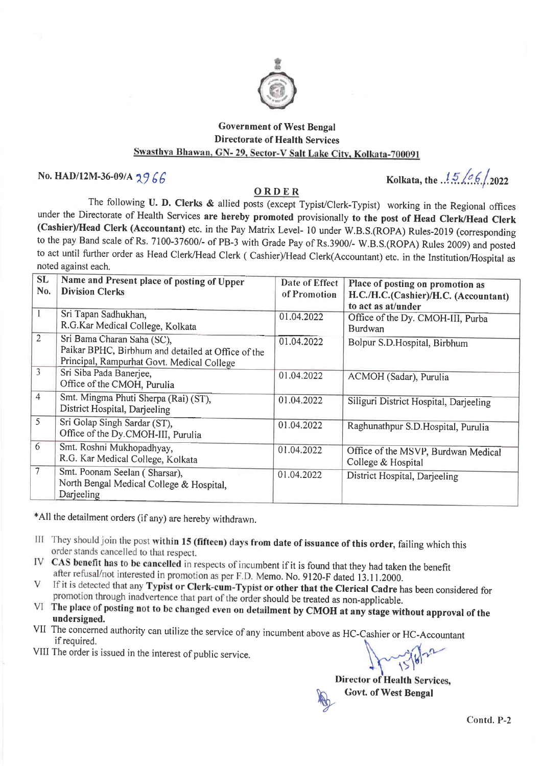**Government of West Bengal**
**Directorate of Health Services**
**Swasthya Bhawan, GN- 29, Sector-V Salt Lake City, Kolkata-700091**

**No. HAD/12M-36-09/A 2966** **Kolkata, the 15/06/2022**

## ORDER

The following **U. D. Clerks &** allied posts (except Typist/Clerk-Typist) working in the Regional offices under the Directorate of Health Services **are hereby promoted** provisionally **to the post of Head Clerk/Head Clerk (Cashier)/Head Clerk (Accountant)** etc. in the Pay Matrix Level- 10 under W.B.S.(ROPA) Rules-2019 (corresponding to the pay Band scale of Rs. 7100-37600/- of PB-3 with Grade Pay of Rs.3900/- W.B.S.(ROPA) Rules 2009) and posted to act until further order as Head Clerk/Head Clerk ( Cashier)/Head Clerk(Accountant) etc. in the Institution/Hospital as noted against each.

| SL No. | Name and Present place of posting of Upper Division Clerks | Date of Effect of Promotion | Place of posting on promotion as H.C./H.C.(Cashier)/H.C. (Accountant) to act as at/under |
|---|---|---|---|
| 1 | Sri Tapan Sadhukhan, R.G.Kar Medical College, Kolkata | 01.04.2022 | Office of the Dy. CMOH-III, Purba Burdwan |
| 2 | Sri Bama Charan Saha (SC), Paikar BPHC, Birbhum and detailed at Office of the Principal, Rampurhat Govt. Medical College | 01.04.2022 | Bolpur S.D.Hospital, Birbhum |
| 3 | Sri Siba Pada Banerjee, Office of the CMOH, Purulia | 01.04.2022 | ACMOH (Sadar), Purulia |
| 4 | Smt. Mingma Phuti Sherpa (Rai) (ST), District Hospital, Darjeeling | 01.04.2022 | Siliguri District Hospital, Darjeeling |
| 5 | Sri Golap Singh Sardar (ST), Office of the Dy.CMOH-III, Purulia | 01.04.2022 | Raghunathpur S.D.Hospital, Purulia |
| 6 | Smt. Roshni Mukhopadhyay, R.G. Kar Medical College, Kolkata | 01.04.2022 | Office of the MSVP, Burdwan Medical College & Hospital |
| 7 | Smt. Poonam Seelan ( Sharsar), North Bengal Medical College & Hospital, Darjeeling | 01.04.2022 | District Hospital, Darjeeling |

*All the detailment orders (if any) are hereby withdrawn.

III They should join the post **within 15 (fifteen) days from date of issuance of this order**, failing which this order stands cancelled to that respect.

IV **CAS benefit has to be cancelled** in respects of incumbent if it is found that they had taken the benefit after refusal/not interested in promotion as per F.D. Memo. No. 9120-F dated 13.11.2000.

V If it is detected that any **Typist or Clerk-cum-Typist or other that the Clerical Cadre** has been considered for promotion through inadvertence that part of the order should be treated as non-applicable.

VI **The place of posting not to be changed even on detailment by CMOH at any stage without approval of the undersigned.**

VII The concerned authority can utilize the service of any incumbent above as HC-Cashier or HC-Accountant if required.

VIII The order is issued in the interest of public service.

**Director of Health Services,**
**Govt. of West Bengal**

Contd. P-2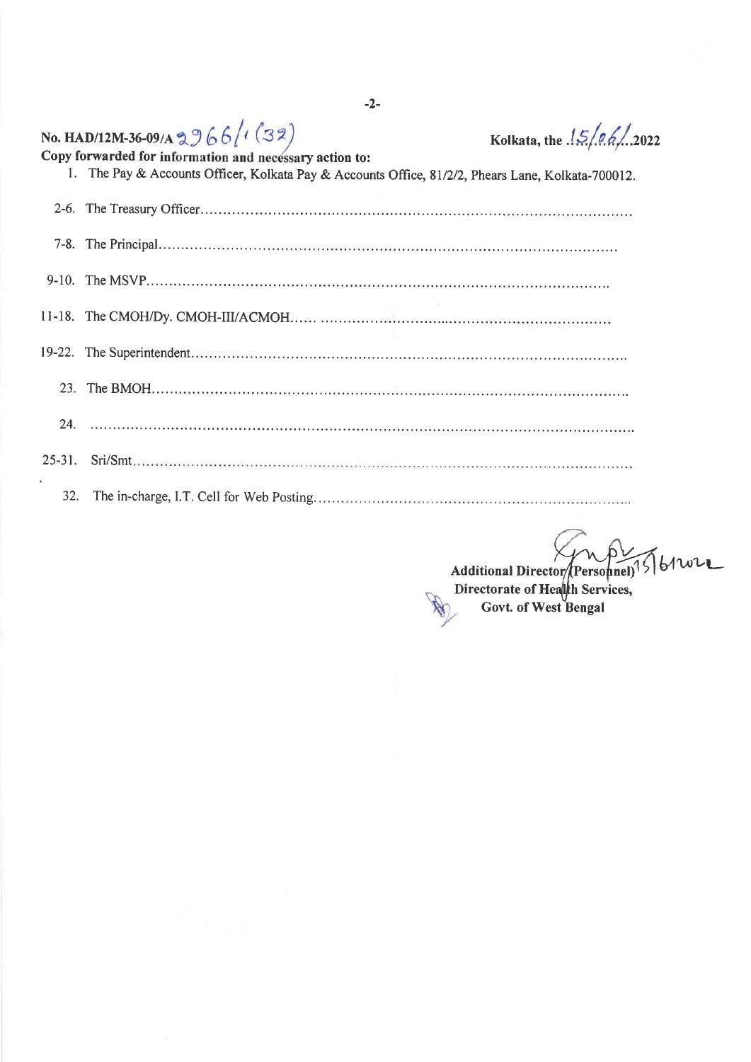No. HAD/12M-36-09/A 2966/1 (32) Kolkata, the 15/06/2022

**Copy forwarded for information and necessary action to:**

1. The Pay & Accounts Officer, Kolkata Pay & Accounts Office, 81/2/2, Phears Lane, Kolkata-700012.

2-6. The Treasury Officer……………………………………………………………………………………

7-8. The Principal………………………………………………………………………………………

9-10. The MSVP……………………………………………………………………………………

11-18. The CMOH/Dy. CMOH-III/ACMOH…… ……………………………………………………

19-22. The Superintendent……………………………………………………………………………

23. The BMOH…………………………………………………………………………………

24. ……………………………………………………………………………………………

25-31. Sri/Smt……………………………………………………………………………………

32. The in-charge, I.T. Cell for Web Posting……………………………………………………

15/6/2022

**Additional Director (Personnel)**
**Directorate of Health Services,**
**Govt. of West Bengal**